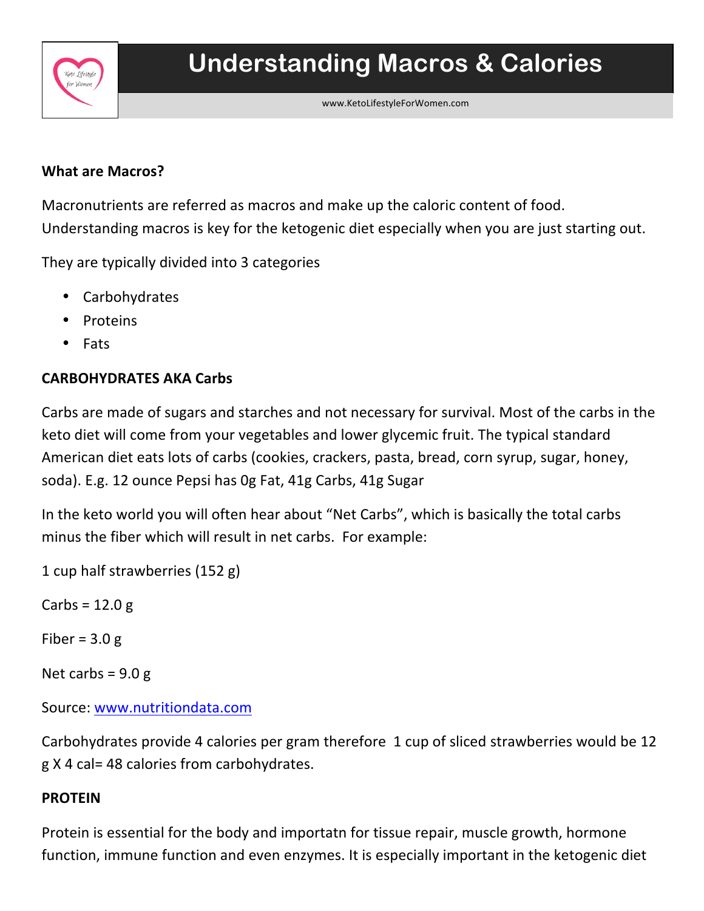# Understanding Macros & Calories

www.KetoLifestyleForWomen.com

**What are Macros?**

Macronutrients are referred as macros and make up the caloric content of food. Understanding macros is key for the ketogenic diet especially when you are just starting out.

They are typically divided into 3 categories

- Carbohydrates
- Proteins
- Fats

**CARBOHYDRATES AKA Carbs**

Carbs are made of sugars and starches and not necessary for survival. Most of the carbs in the keto diet will come from your vegetables and lower glycemic fruit. The typical standard American diet eats lots of carbs (cookies, crackers, pasta, bread, corn syrup, sugar, honey, soda). E.g. 12 ounce Pepsi has 0g Fat, 41g Carbs, 41g Sugar

In the keto world you will often hear about "Net Carbs", which is basically the total carbs minus the fiber which will result in net carbs. For example:

1 cup half strawberries (152 g)

Carbs = 12.0 g

Fiber = 3.0 g

Net carbs = 9.0 g

Source: [www.nutritiondata.com](http://www.nutritiondata.com)

Carbohydrates provide 4 calories per gram therefore 1 cup of sliced strawberries would be 12 g X 4 cal= 48 calories from carbohydrates.

**PROTEIN**

Protein is essential for the body and importatn for tissue repair, muscle growth, hormone function, immune function and even enzymes. It is especially important in the ketogenic diet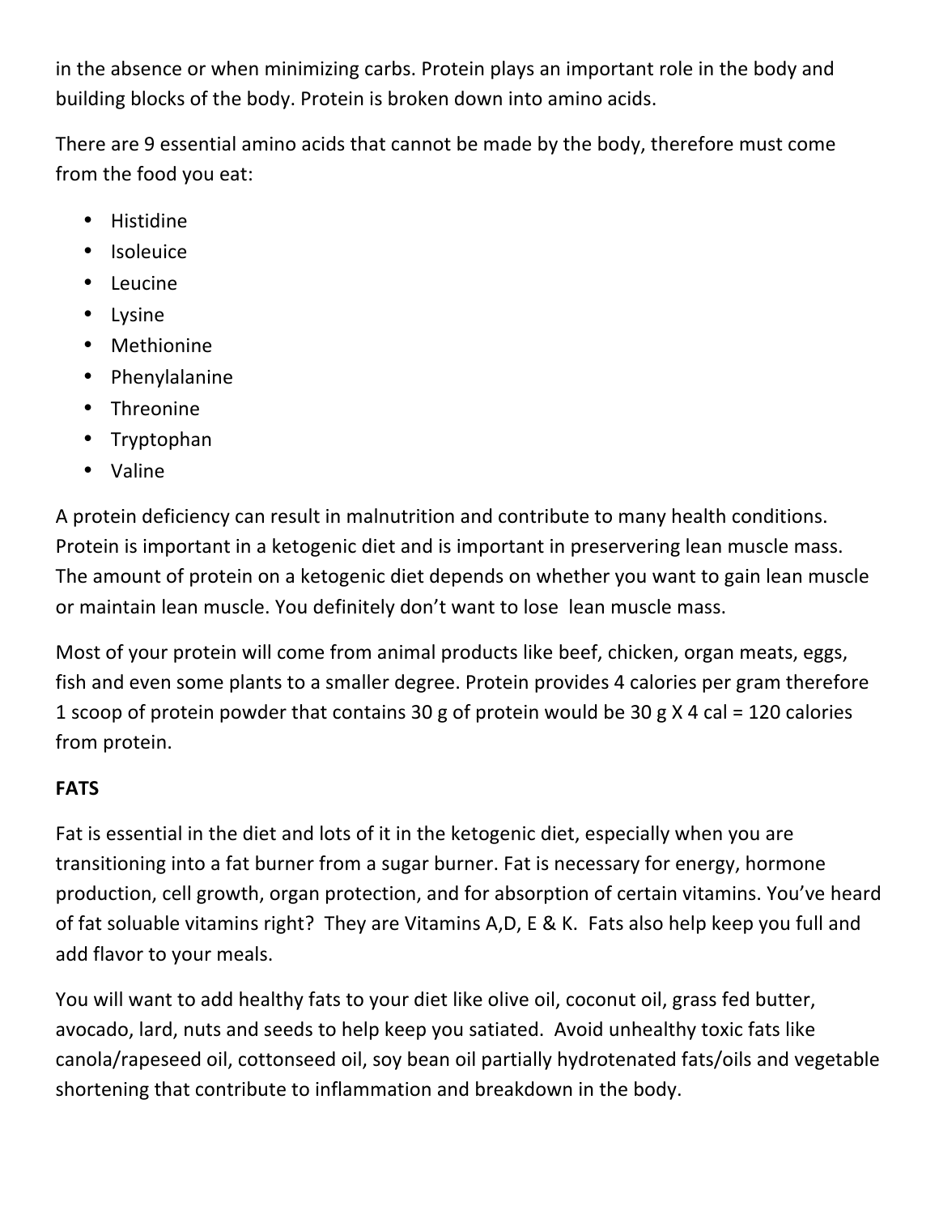in the absence or when minimizing carbs. Protein plays an important role in the body and building blocks of the body. Protein is broken down into amino acids.

There are 9 essential amino acids that cannot be made by the body, therefore must come from the food you eat:

- Histidine
- Isoleuice
- Leucine
- Lysine
- Methionine
- Phenylalanine
- Threonine
- Tryptophan
- Valine

A protein deficiency can result in malnutrition and contribute to many health conditions. Protein is important in a ketogenic diet and is important in preservering lean muscle mass. The amount of protein on a ketogenic diet depends on whether you want to gain lean muscle or maintain lean muscle. You definitely don't want to lose lean muscle mass.

Most of your protein will come from animal products like beef, chicken, organ meats, eggs, fish and even some plants to a smaller degree. Protein provides 4 calories per gram therefore 1 scoop of protein powder that contains 30 g of protein would be 30 g X 4 cal = 120 calories from protein.

**FATS**

Fat is essential in the diet and lots of it in the ketogenic diet, especially when you are transitioning into a fat burner from a sugar burner. Fat is necessary for energy, hormone production, cell growth, organ protection, and for absorption of certain vitamins. You've heard of fat soluable vitamins right? They are Vitamins A,D, E & K. Fats also help keep you full and add flavor to your meals.

You will want to add healthy fats to your diet like olive oil, coconut oil, grass fed butter, avocado, lard, nuts and seeds to help keep you satiated. Avoid unhealthy toxic fats like canola/rapeseed oil, cottonseed oil, soy bean oil partially hydrotenated fats/oils and vegetable shortening that contribute to inflammation and breakdown in the body.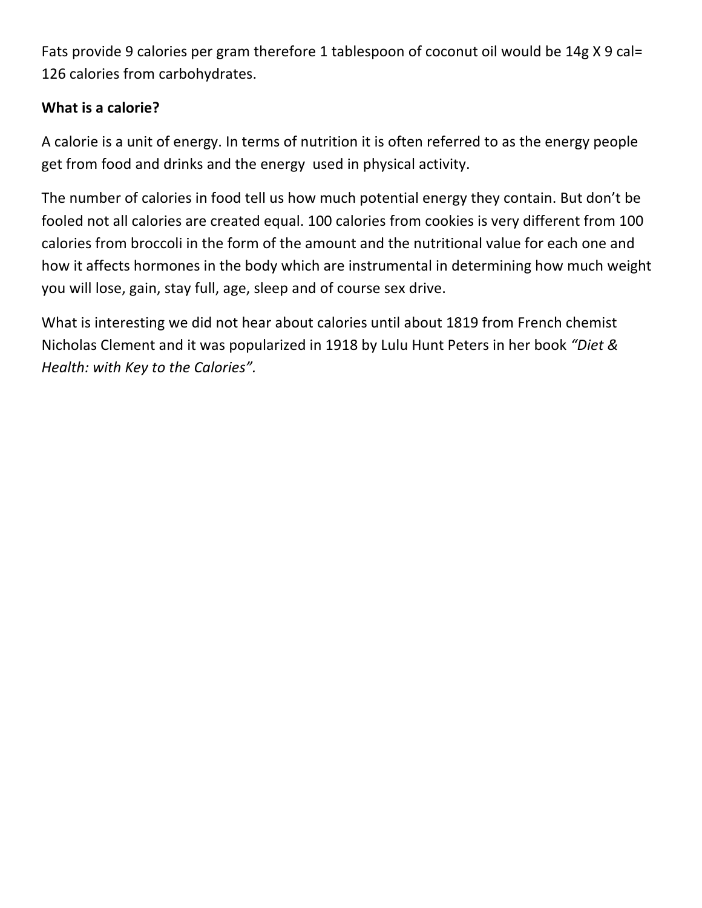Fats provide 9 calories per gram therefore 1 tablespoon of coconut oil would be 14g X 9 cal= 126 calories from carbohydrates.

**What is a calorie?**

A calorie is a unit of energy. In terms of nutrition it is often referred to as the energy people get from food and drinks and the energy  used in physical activity.

The number of calories in food tell us how much potential energy they contain. But don't be fooled not all calories are created equal. 100 calories from cookies is very different from 100 calories from broccoli in the form of the amount and the nutritional value for each one and how it affects hormones in the body which are instrumental in determining how much weight you will lose, gain, stay full, age, sleep and of course sex drive.

What is interesting we did not hear about calories until about 1819 from French chemist Nicholas Clement and it was popularized in 1918 by Lulu Hunt Peters in her book *"Diet & Health: with Key to the Calories".*